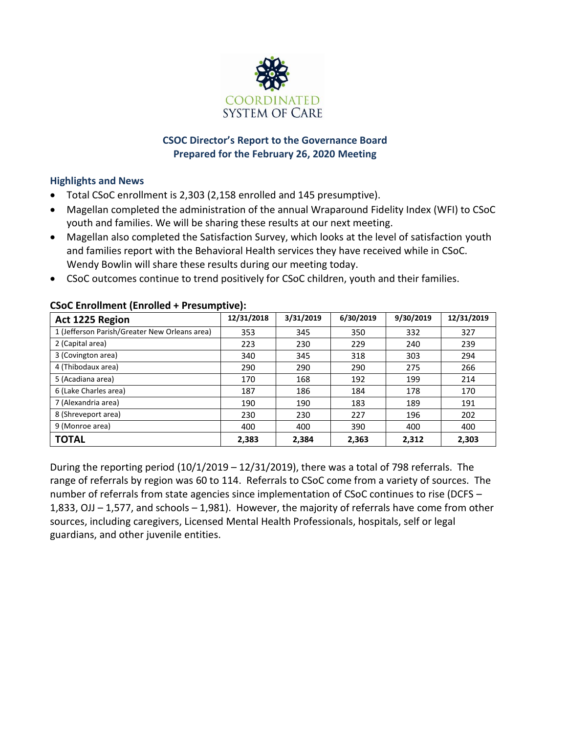COORDINATED SYSTEM OF CARE

# CSOC Director's Report to the Governance Board
## Prepared for the February 26, 2020 Meeting

### Highlights and News

- Total CSoC enrollment is 2,303 (2,158 enrolled and 145 presumptive).
- Magellan completed the administration of the annual Wraparound Fidelity Index (WFI) to CSoC youth and families. We will be sharing these results at our next meeting.
- Magellan also completed the Satisfaction Survey, which looks at the level of satisfaction youth and families report with the Behavioral Health services they have received while in CSoC. Wendy Bowlin will share these results during our meeting today.
- CSoC outcomes continue to trend positively for CSoC children, youth and their families.

**CSoC Enrollment (Enrolled + Presumptive):**

| Act 1225 Region | 12/31/2018 | 3/31/2019 | 6/30/2019 | 9/30/2019 | 12/31/2019 |
|---|---|---|---|---|---|
| 1 (Jefferson Parish/Greater New Orleans area) | 353 | 345 | 350 | 332 | 327 |
| 2 (Capital area) | 223 | 230 | 229 | 240 | 239 |
| 3 (Covington area) | 340 | 345 | 318 | 303 | 294 |
| 4 (Thibodaux area) | 290 | 290 | 290 | 275 | 266 |
| 5 (Acadiana area) | 170 | 168 | 192 | 199 | 214 |
| 6 (Lake Charles area) | 187 | 186 | 184 | 178 | 170 |
| 7 (Alexandria area) | 190 | 190 | 183 | 189 | 191 |
| 8 (Shreveport area) | 230 | 230 | 227 | 196 | 202 |
| 9 (Monroe area) | 400 | 400 | 390 | 400 | 400 |
| **TOTAL** | **2,383** | **2,384** | **2,363** | **2,312** | **2,303** |

During the reporting period (10/1/2019 – 12/31/2019), there was a total of 798 referrals. The range of referrals by region was 60 to 114. Referrals to CSoC come from a variety of sources. The number of referrals from state agencies since implementation of CSoC continues to rise (DCFS – 1,833, OJJ – 1,577, and schools – 1,981). However, the majority of referrals have come from other sources, including caregivers, Licensed Mental Health Professionals, hospitals, self or legal guardians, and other juvenile entities.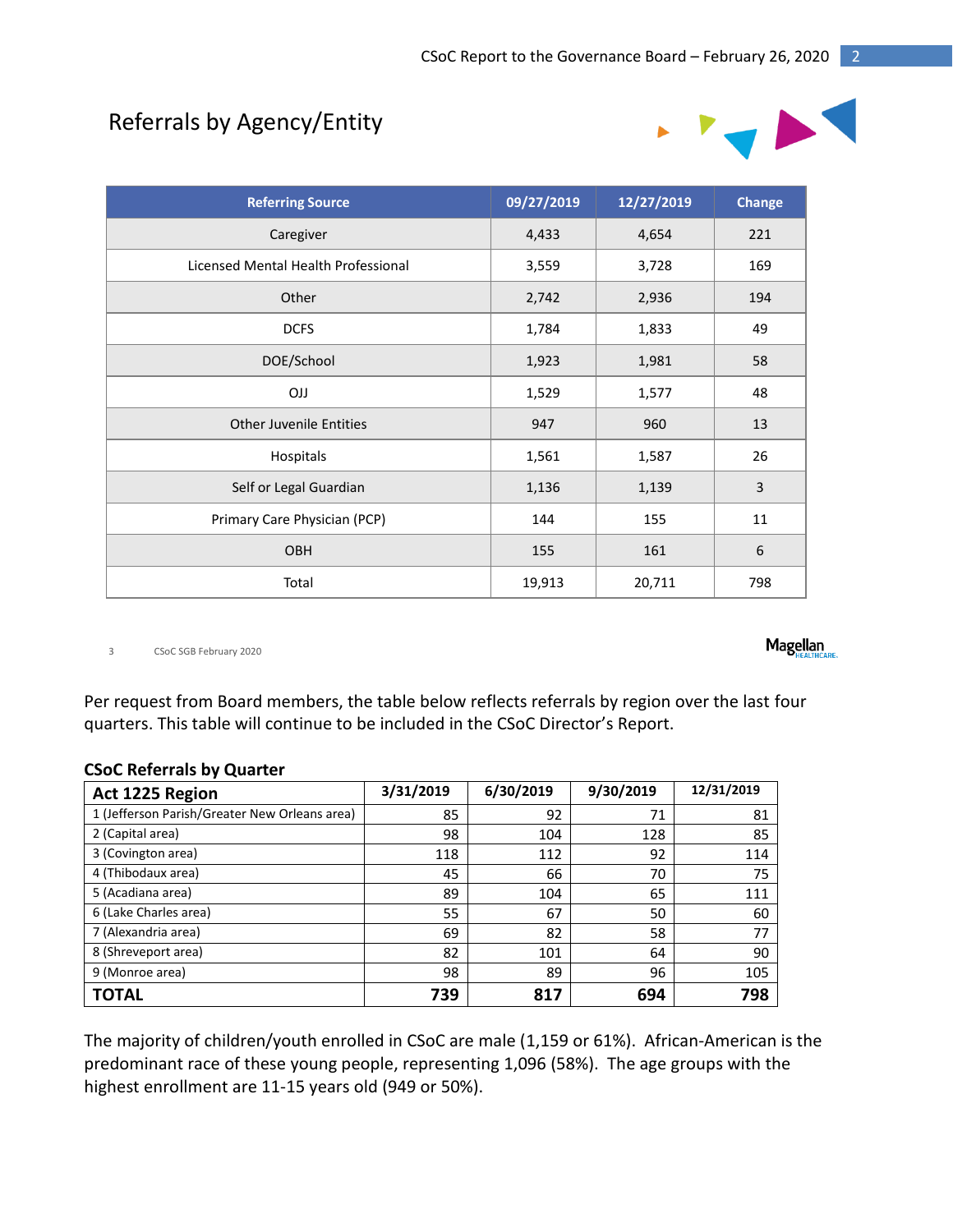## Referrals by Agency/Entity

| Referring Source | 09/27/2019 | 12/27/2019 | Change |
|---|---|---|---|
| Caregiver | 4,433 | 4,654 | 221 |
| Licensed Mental Health Professional | 3,559 | 3,728 | 169 |
| Other | 2,742 | 2,936 | 194 |
| DCFS | 1,784 | 1,833 | 49 |
| DOE/School | 1,923 | 1,981 | 58 |
| OJJ | 1,529 | 1,577 | 48 |
| Other Juvenile Entities | 947 | 960 | 13 |
| Hospitals | 1,561 | 1,587 | 26 |
| Self or Legal Guardian | 1,136 | 1,139 | 3 |
| Primary Care Physician (PCP) | 144 | 155 | 11 |
| OBH | 155 | 161 | 6 |
| Total | 19,913 | 20,711 | 798 |

3 CSoC SGB February 2020

Per request from Board members, the table below reflects referrals by region over the last four quarters. This table will continue to be included in the CSoC Director's Report.

**CSoC Referrals by Quarter**

| Act 1225 Region | 3/31/2019 | 6/30/2019 | 9/30/2019 | 12/31/2019 |
|---|---|---|---|---|
| 1 (Jefferson Parish/Greater New Orleans area) | 85 | 92 | 71 | 81 |
| 2 (Capital area) | 98 | 104 | 128 | 85 |
| 3 (Covington area) | 118 | 112 | 92 | 114 |
| 4 (Thibodaux area) | 45 | 66 | 70 | 75 |
| 5 (Acadiana area) | 89 | 104 | 65 | 111 |
| 6 (Lake Charles area) | 55 | 67 | 50 | 60 |
| 7 (Alexandria area) | 69 | 82 | 58 | 77 |
| 8 (Shreveport area) | 82 | 101 | 64 | 90 |
| 9 (Monroe area) | 98 | 89 | 96 | 105 |
| **TOTAL** | **739** | **817** | **694** | **798** |

The majority of children/youth enrolled in CSoC are male (1,159 or 61%). African-American is the predominant race of these young people, representing 1,096 (58%). The age groups with the highest enrollment are 11-15 years old (949 or 50%).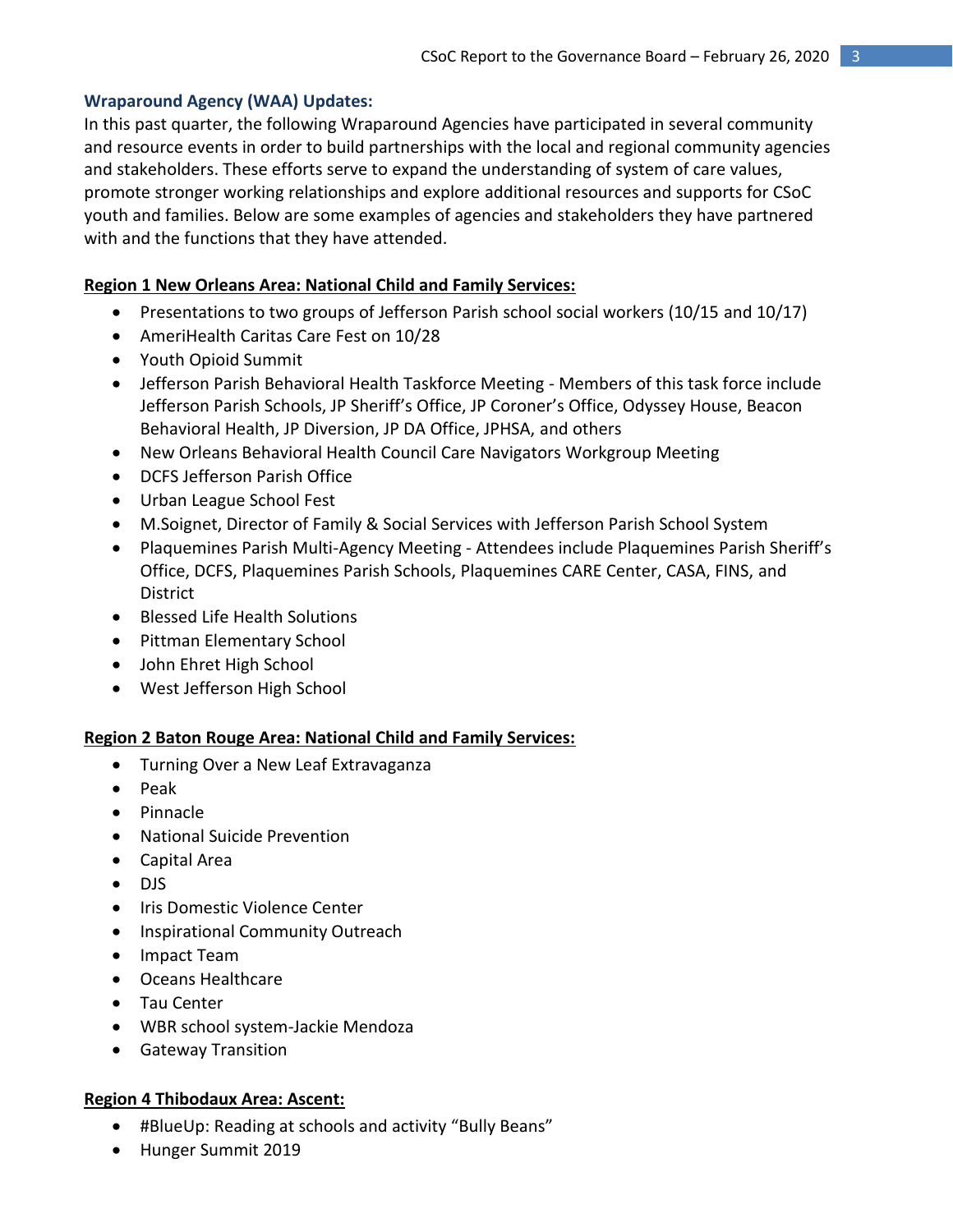### Wraparound Agency (WAA) Updates:

In this past quarter, the following Wraparound Agencies have participated in several community and resource events in order to build partnerships with the local and regional community agencies and stakeholders. These efforts serve to expand the understanding of system of care values, promote stronger working relationships and explore additional resources and supports for CSoC youth and families. Below are some examples of agencies and stakeholders they have partnered with and the functions that they have attended.

**Region 1 New Orleans Area: National Child and Family Services:**

- Presentations to two groups of Jefferson Parish school social workers (10/15 and 10/17)
- AmeriHealth Caritas Care Fest on 10/28
- Youth Opioid Summit
- Jefferson Parish Behavioral Health Taskforce Meeting - Members of this task force include Jefferson Parish Schools, JP Sheriff's Office, JP Coroner's Office, Odyssey House, Beacon Behavioral Health, JP Diversion, JP DA Office, JPHSA, and others
- New Orleans Behavioral Health Council Care Navigators Workgroup Meeting
- DCFS Jefferson Parish Office
- Urban League School Fest
- M.Soignet, Director of Family & Social Services with Jefferson Parish School System
- Plaquemines Parish Multi-Agency Meeting - Attendees include Plaquemines Parish Sheriff's Office, DCFS, Plaquemines Parish Schools, Plaquemines CARE Center, CASA, FINS, and District
- Blessed Life Health Solutions
- Pittman Elementary School
- John Ehret High School
- West Jefferson High School

**Region 2 Baton Rouge Area: National Child and Family Services:**

- Turning Over a New Leaf Extravaganza
- Peak
- Pinnacle
- National Suicide Prevention
- Capital Area
- DJS
- Iris Domestic Violence Center
- Inspirational Community Outreach
- Impact Team
- Oceans Healthcare
- Tau Center
- WBR school system-Jackie Mendoza
- Gateway Transition

**Region 4 Thibodaux Area: Ascent:**

- #BlueUp: Reading at schools and activity "Bully Beans"
- Hunger Summit 2019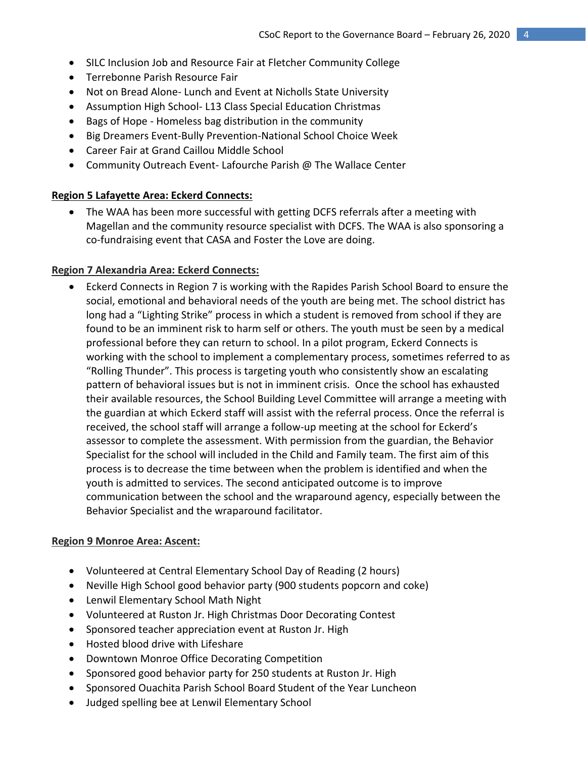- SILC Inclusion Job and Resource Fair at Fletcher Community College
- Terrebonne Parish Resource Fair
- Not on Bread Alone- Lunch and Event at Nicholls State University
- Assumption High School- L13 Class Special Education Christmas
- Bags of Hope - Homeless bag distribution in the community
- Big Dreamers Event-Bully Prevention-National School Choice Week
- Career Fair at Grand Caillou Middle School
- Community Outreach Event- Lafourche Parish @ The Wallace Center

**Region 5 Lafayette Area: Eckerd Connects:**

- The WAA has been more successful with getting DCFS referrals after a meeting with Magellan and the community resource specialist with DCFS. The WAA is also sponsoring a co-fundraising event that CASA and Foster the Love are doing.

**Region 7 Alexandria Area: Eckerd Connects:**

- Eckerd Connects in Region 7 is working with the Rapides Parish School Board to ensure the social, emotional and behavioral needs of the youth are being met. The school district has long had a "Lighting Strike" process in which a student is removed from school if they are found to be an imminent risk to harm self or others. The youth must be seen by a medical professional before they can return to school. In a pilot program, Eckerd Connects is working with the school to implement a complementary process, sometimes referred to as "Rolling Thunder". This process is targeting youth who consistently show an escalating pattern of behavioral issues but is not in imminent crisis. Once the school has exhausted their available resources, the School Building Level Committee will arrange a meeting with the guardian at which Eckerd staff will assist with the referral process. Once the referral is received, the school staff will arrange a follow-up meeting at the school for Eckerd's assessor to complete the assessment. With permission from the guardian, the Behavior Specialist for the school will included in the Child and Family team. The first aim of this process is to decrease the time between when the problem is identified and when the youth is admitted to services. The second anticipated outcome is to improve communication between the school and the wraparound agency, especially between the Behavior Specialist and the wraparound facilitator.

**Region 9 Monroe Area: Ascent:**

- Volunteered at Central Elementary School Day of Reading (2 hours)
- Neville High School good behavior party (900 students popcorn and coke)
- Lenwil Elementary School Math Night
- Volunteered at Ruston Jr. High Christmas Door Decorating Contest
- Sponsored teacher appreciation event at Ruston Jr. High
- Hosted blood drive with Lifeshare
- Downtown Monroe Office Decorating Competition
- Sponsored good behavior party for 250 students at Ruston Jr. High
- Sponsored Ouachita Parish School Board Student of the Year Luncheon
- Judged spelling bee at Lenwil Elementary School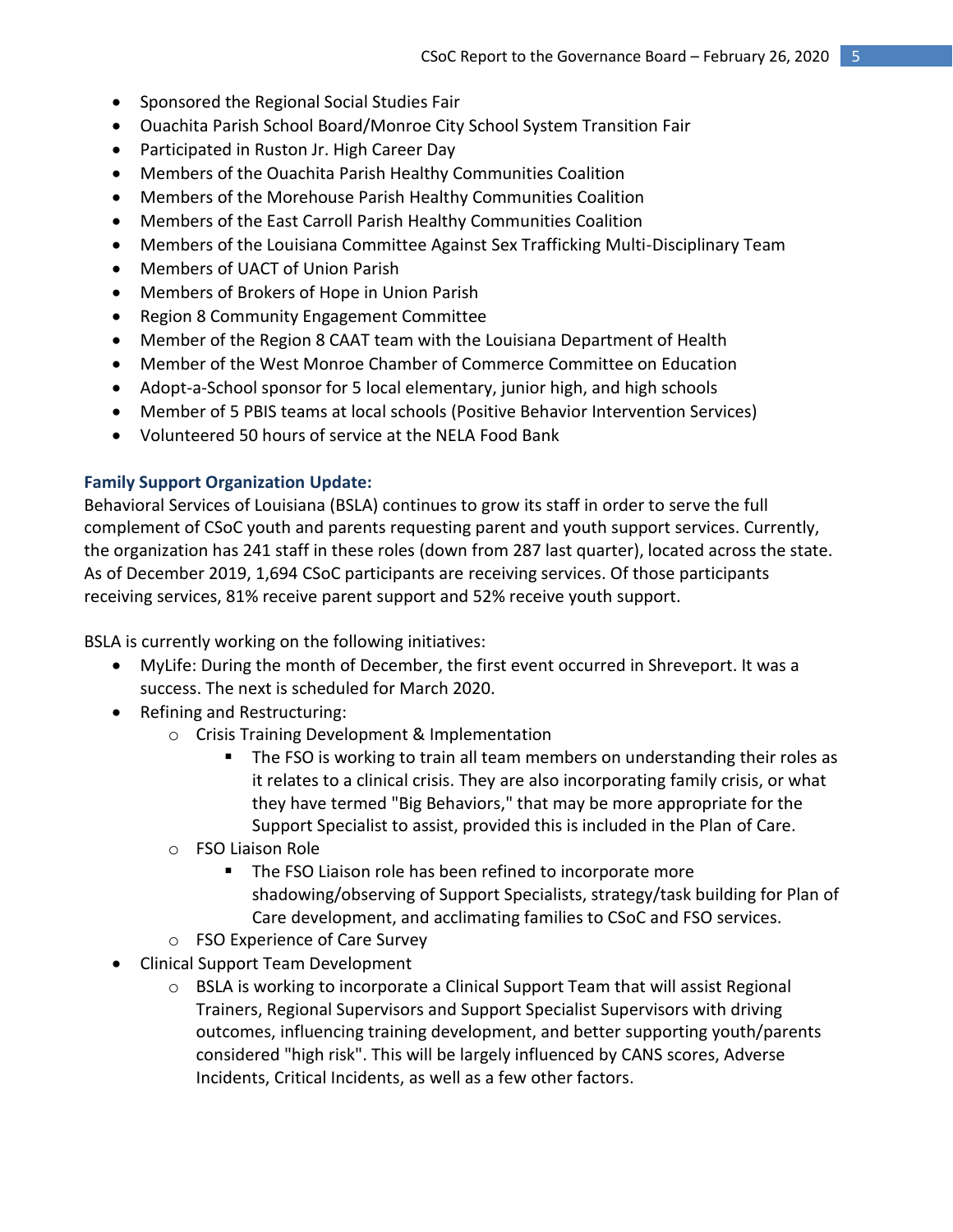- Sponsored the Regional Social Studies Fair
- Ouachita Parish School Board/Monroe City School System Transition Fair
- Participated in Ruston Jr. High Career Day
- Members of the Ouachita Parish Healthy Communities Coalition
- Members of the Morehouse Parish Healthy Communities Coalition
- Members of the East Carroll Parish Healthy Communities Coalition
- Members of the Louisiana Committee Against Sex Trafficking Multi-Disciplinary Team
- Members of UACT of Union Parish
- Members of Brokers of Hope in Union Parish
- Region 8 Community Engagement Committee
- Member of the Region 8 CAAT team with the Louisiana Department of Health
- Member of the West Monroe Chamber of Commerce Committee on Education
- Adopt-a-School sponsor for 5 local elementary, junior high, and high schools
- Member of 5 PBIS teams at local schools (Positive Behavior Intervention Services)
- Volunteered 50 hours of service at the NELA Food Bank

**Family Support Organization Update:**

Behavioral Services of Louisiana (BSLA) continues to grow its staff in order to serve the full complement of CSoC youth and parents requesting parent and youth support services. Currently, the organization has 241 staff in these roles (down from 287 last quarter), located across the state. As of December 2019, 1,694 CSoC participants are receiving services. Of those participants receiving services, 81% receive parent support and 52% receive youth support.

BSLA is currently working on the following initiatives:

- MyLife: During the month of December, the first event occurred in Shreveport. It was a success. The next is scheduled for March 2020.
- Refining and Restructuring:
  - Crisis Training Development & Implementation
    - The FSO is working to train all team members on understanding their roles as it relates to a clinical crisis. They are also incorporating family crisis, or what they have termed "Big Behaviors," that may be more appropriate for the Support Specialist to assist, provided this is included in the Plan of Care.
  - FSO Liaison Role
    - The FSO Liaison role has been refined to incorporate more shadowing/observing of Support Specialists, strategy/task building for Plan of Care development, and acclimating families to CSoC and FSO services.
  - FSO Experience of Care Survey
- Clinical Support Team Development
  - BSLA is working to incorporate a Clinical Support Team that will assist Regional Trainers, Regional Supervisors and Support Specialist Supervisors with driving outcomes, influencing training development, and better supporting youth/parents considered "high risk". This will be largely influenced by CANS scores, Adverse Incidents, Critical Incidents, as well as a few other factors.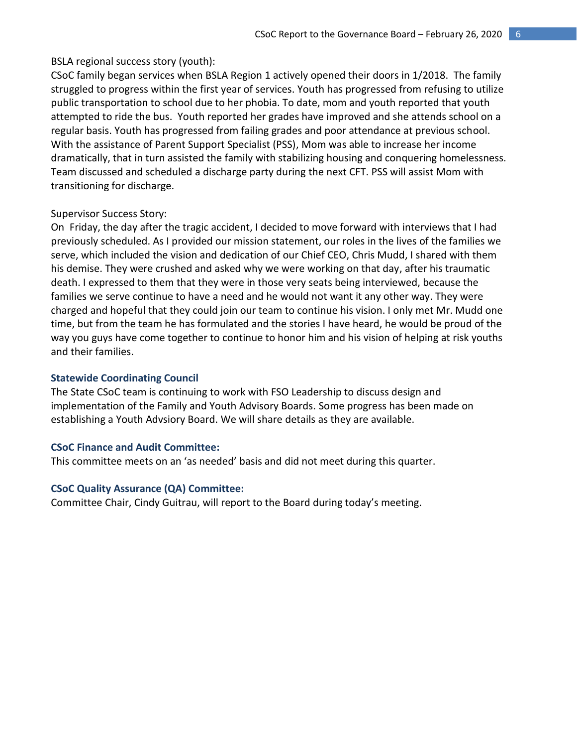BSLA regional success story (youth):
CSoC family began services when BSLA Region 1 actively opened their doors in 1/2018. The family struggled to progress within the first year of services. Youth has progressed from refusing to utilize public transportation to school due to her phobia. To date, mom and youth reported that youth attempted to ride the bus. Youth reported her grades have improved and she attends school on a regular basis. Youth has progressed from failing grades and poor attendance at previous school. With the assistance of Parent Support Specialist (PSS), Mom was able to increase her income dramatically, that in turn assisted the family with stabilizing housing and conquering homelessness. Team discussed and scheduled a discharge party during the next CFT. PSS will assist Mom with transitioning for discharge.

Supervisor Success Story:
On Friday, the day after the tragic accident, I decided to move forward with interviews that I had previously scheduled. As I provided our mission statement, our roles in the lives of the families we serve, which included the vision and dedication of our Chief CEO, Chris Mudd, I shared with them his demise. They were crushed and asked why we were working on that day, after his traumatic death. I expressed to them that they were in those very seats being interviewed, because the families we serve continue to have a need and he would not want it any other way. They were charged and hopeful that they could join our team to continue his vision. I only met Mr. Mudd one time, but from the team he has formulated and the stories I have heard, he would be proud of the way you guys have come together to continue to honor him and his vision of helping at risk youths and their families.

### Statewide Coordinating Council

The State CSoC team is continuing to work with FSO Leadership to discuss design and implementation of the Family and Youth Advisory Boards. Some progress has been made on establishing a Youth Advsiory Board. We will share details as they are available.

### CSoC Finance and Audit Committee:

This committee meets on an 'as needed' basis and did not meet during this quarter.

### CSoC Quality Assurance (QA) Committee:

Committee Chair, Cindy Guitrau, will report to the Board during today's meeting.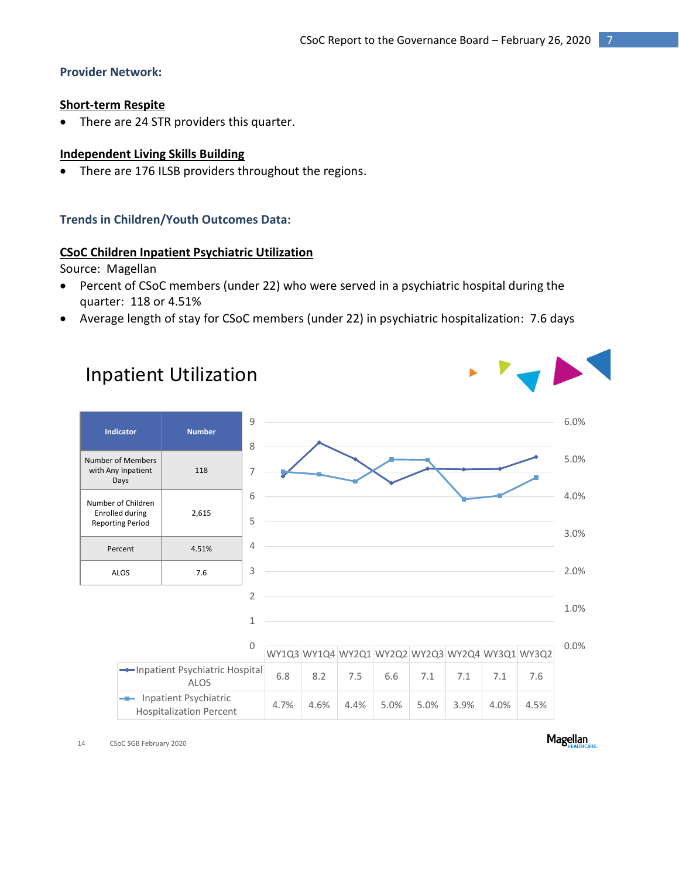### Provider Network:

**Short-term Respite**

- There are 24 STR providers this quarter.

**Independent Living Skills Building**

- There are 176 ILSB providers throughout the regions.

### Trends in Children/Youth Outcomes Data:

**CSoC Children Inpatient Psychiatric Utilization**

Source: Magellan

- Percent of CSoC members (under 22) who were served in a psychiatric hospital during the quarter: 118 or 4.51%
- Average length of stay for CSoC members (under 22) in psychiatric hospitalization: 7.6 days

## Inpatient Utilization

| Indicator | Number |
|---|---|
| Number of Members with Any Inpatient Days | 118 |
| Number of Children Enrolled during Reporting Period | 2,615 |
| Percent | 4.51% |
| ALOS | 7.6 |

| | WY1Q3 | WY1Q4 | WY2Q1 | WY2Q2 | WY2Q3 | WY2Q4 | WY3Q1 | WY3Q2 |
|---|---|---|---|---|---|---|---|---|
| Inpatient Psychiatric Hospital ALOS | 6.8 | 8.2 | 7.5 | 6.6 | 7.1 | 7.1 | 7.1 | 7.6 |
| Inpatient Psychiatric Hospitalization Percent | 4.7% | 4.6% | 4.4% | 5.0% | 5.0% | 3.9% | 4.0% | 4.5% |

14 CSoC SGB February 2020

Magellan HEALTHCARE.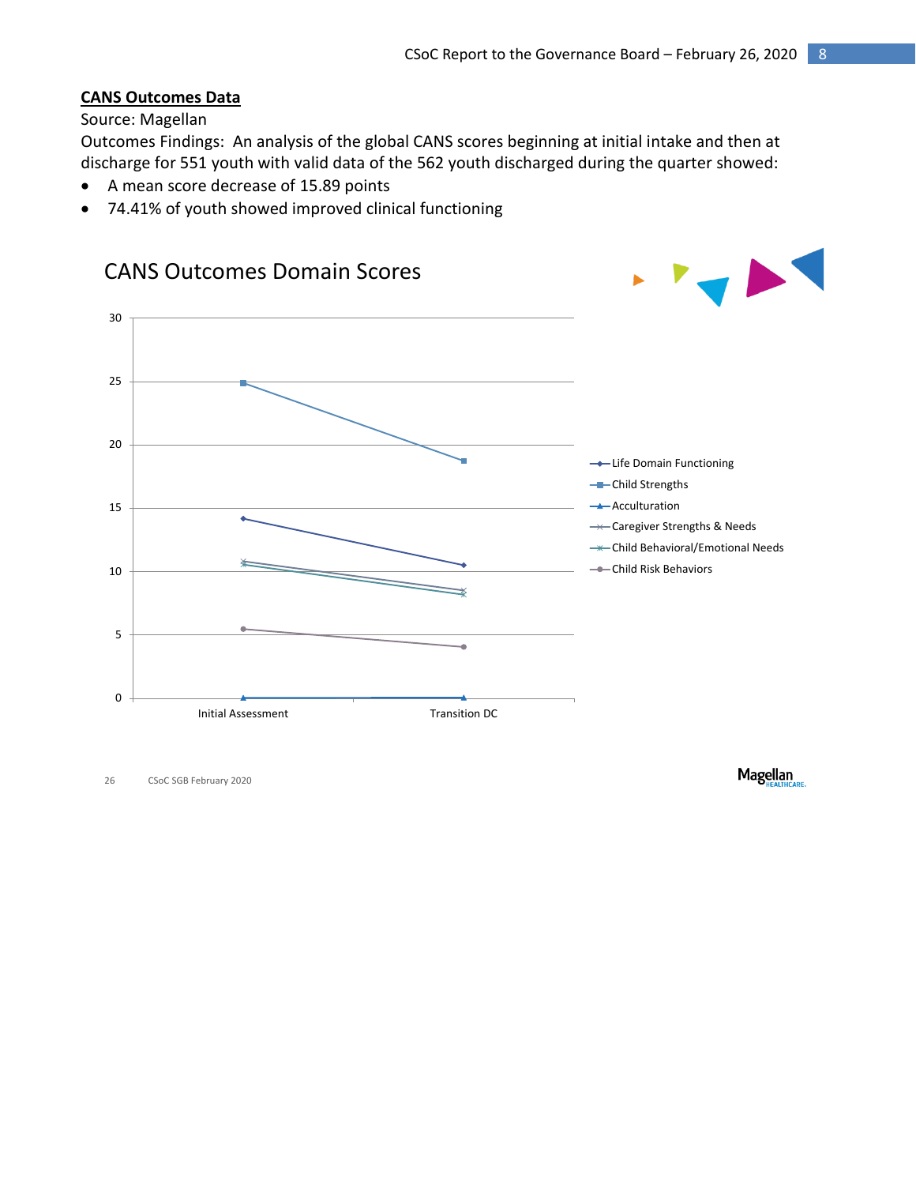**CANS Outcomes Data**

Source: Magellan

Outcomes Findings: An analysis of the global CANS scores beginning at initial intake and then at discharge for 551 youth with valid data of the 562 youth discharged during the quarter showed:

- A mean score decrease of 15.89 points
- 74.41% of youth showed improved clinical functioning

CANS Outcomes Domain Scores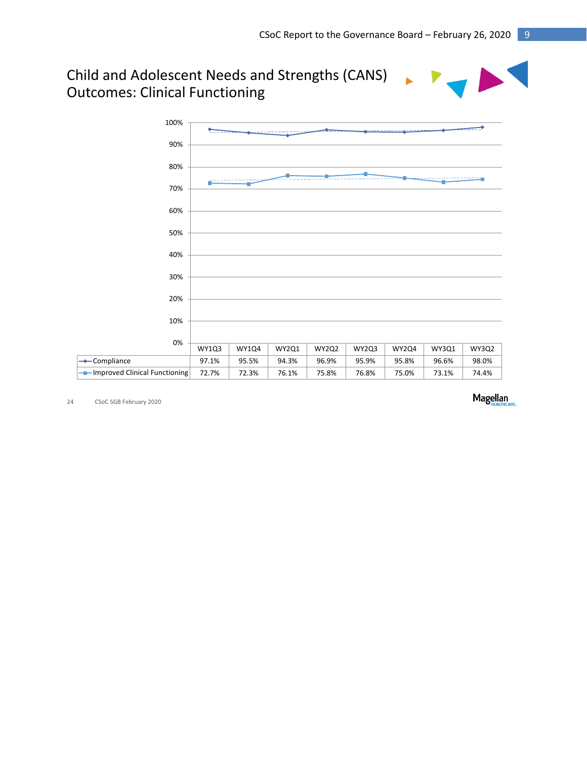# Child and Adolescent Needs and Strengths (CANS) Outcomes: Clinical Functioning

| | WY1Q3 | WY1Q4 | WY2Q1 | WY2Q2 | WY2Q3 | WY2Q4 | WY3Q1 | WY3Q2 |
|---|---|---|---|---|---|---|---|---|
| Compliance | 97.1% | 95.5% | 94.3% | 96.9% | 95.9% | 95.8% | 96.6% | 98.0% |
| Improved Clinical Functioning | 72.7% | 72.3% | 76.1% | 75.8% | 76.8% | 75.0% | 73.1% | 74.4% |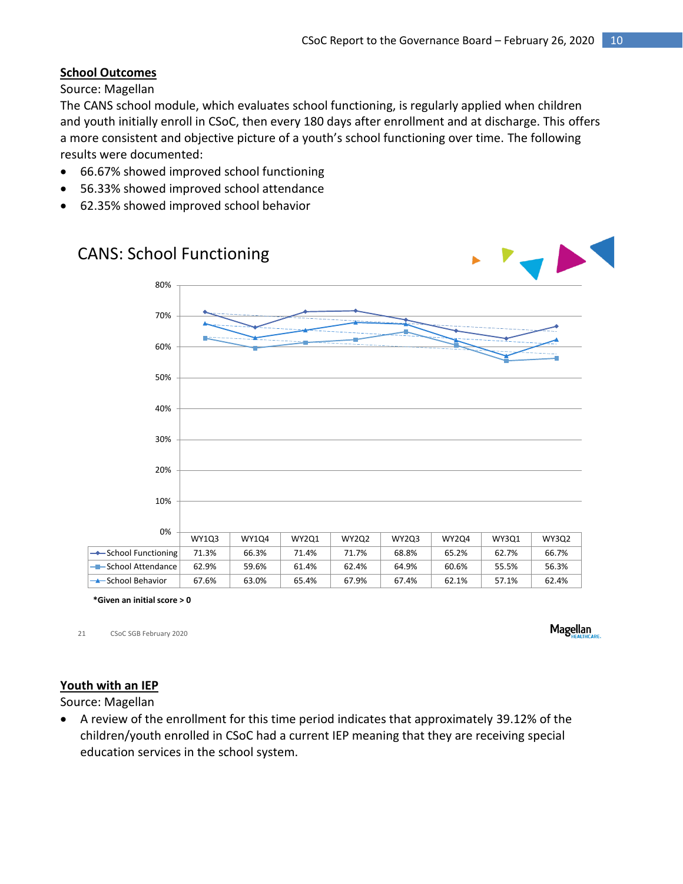## School Outcomes

Source: Magellan

The CANS school module, which evaluates school functioning, is regularly applied when children and youth initially enroll in CSoC, then every 180 days after enrollment and at discharge. This offers a more consistent and objective picture of a youth's school functioning over time. The following results were documented:

- 66.67% showed improved school functioning
- 56.33% showed improved school attendance
- 62.35% showed improved school behavior

### CANS: School Functioning

| | WY1Q3 | WY1Q4 | WY2Q1 | WY2Q2 | WY2Q3 | WY2Q4 | WY3Q1 | WY3Q2 |
|---|---|---|---|---|---|---|---|---|
| School Functioning | 71.3% | 66.3% | 71.4% | 71.7% | 68.8% | 65.2% | 62.7% | 66.7% |
| School Attendance | 62.9% | 59.6% | 61.4% | 62.4% | 64.9% | 60.6% | 55.5% | 56.3% |
| School Behavior | 67.6% | 63.0% | 65.4% | 67.9% | 67.4% | 62.1% | 57.1% | 62.4% |

**\*Given an initial score > 0**

21 CSoC SGB February 2020

## Youth with an IEP

Source: Magellan

- A review of the enrollment for this time period indicates that approximately 39.12% of the children/youth enrolled in CSoC had a current IEP meaning that they are receiving special education services in the school system.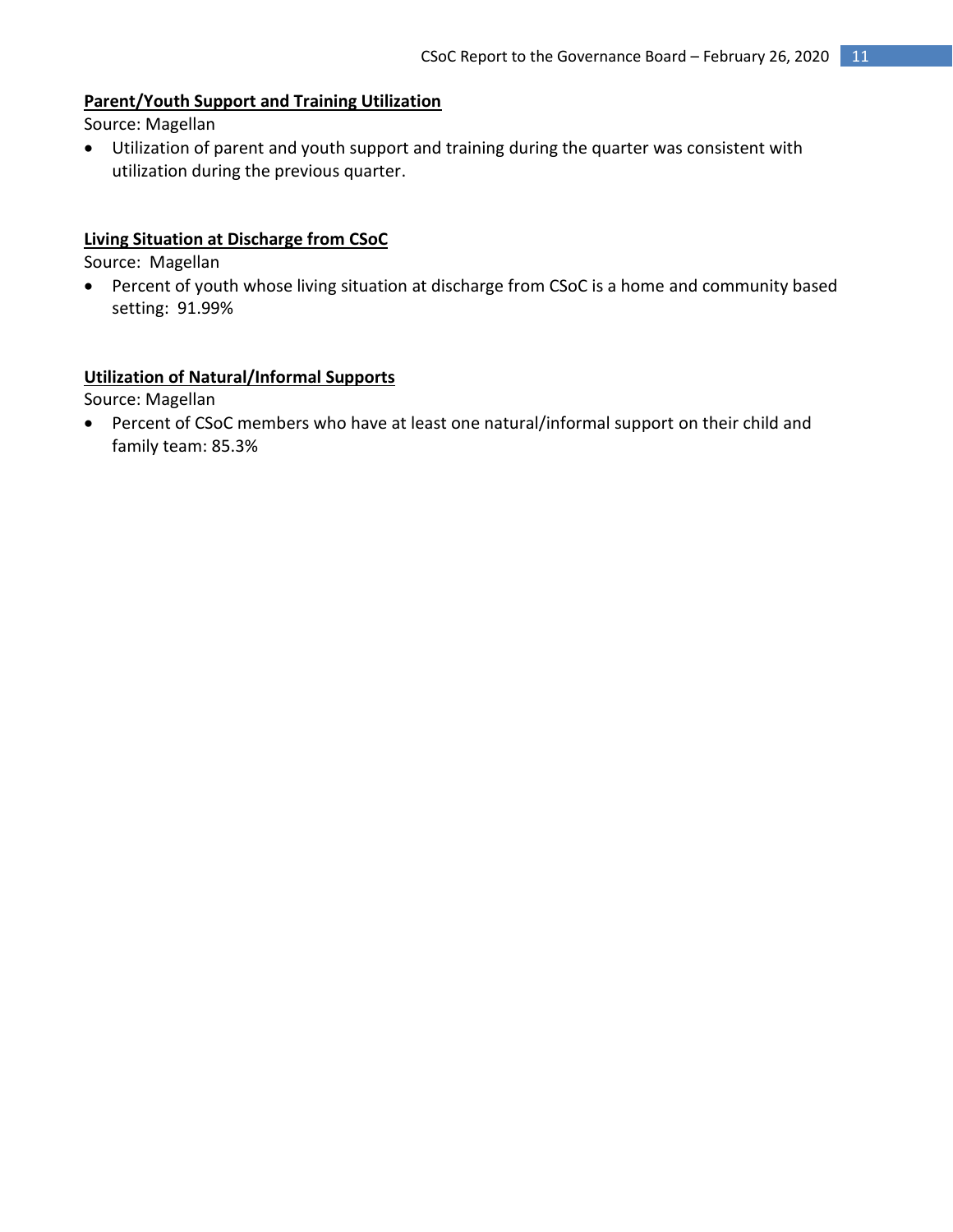**<u>Parent/Youth Support and Training Utilization</u>**

Source: Magellan

- Utilization of parent and youth support and training during the quarter was consistent with utilization during the previous quarter.

**<u>Living Situation at Discharge from CSoC</u>**

Source: Magellan

- Percent of youth whose living situation at discharge from CSoC is a home and community based setting: 91.99%

**<u>Utilization of Natural/Informal Supports</u>**

Source: Magellan

- Percent of CSoC members who have at least one natural/informal support on their child and family team: 85.3%